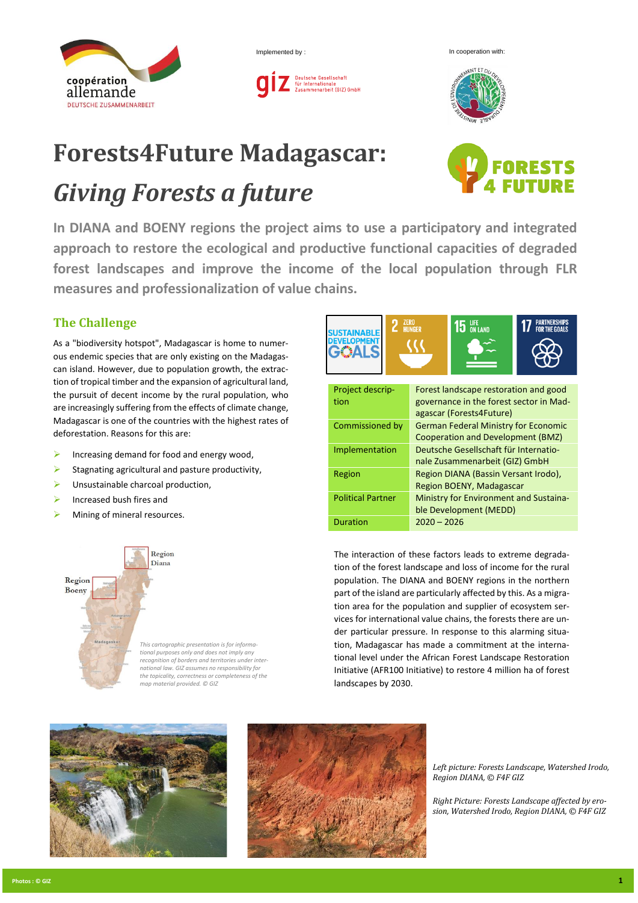Implemented by :

In cooperation with:

# Forests4Future Madagascar:

# *Giving Forests a future*

**In DIANA and BOENY regions the project aims to use a participatory and integrated approach to restore the ecological and productive functional capacities of degraded forest landscapes and improve the income of the local population through FLR measures and professionalization of value chains.**

## The Challenge

As a "biodiversity hotspot", Madagascar is home to numerous endemic species that are only existing on the Madagascan island. However, due to population growth, the extraction of tropical timber and the expansion of agricultural land, the pursuit of decent income by the rural population, who are increasingly suffering from the effects of climate change, Madagascar is one of the countries with the highest rates of deforestation. Reasons for this are:

- Increasing demand for food and energy wood,
- Stagnating agricultural and pasture productivity,
- Unsustainable charcoal production,
- Increased bush fires and
- Mining of mineral resources.

Region Diana

Region Boeny

*This cartographic presentation is for informational purposes only and does not imply any recognition of borders and territories under international law. GIZ assumes no responsibility for the topicality, correctness or completeness of the map material provided. © GIZ*

| | |
|---|---|
| Project description | Forest landscape restoration and good governance in the forest sector in Madagascar (Forests4Future) |
| Commissioned by | German Federal Ministry for Economic Cooperation and Development (BMZ) |
| Implementation | Deutsche Gesellschaft für Internationale Zusammenarbeit (GIZ) GmbH |
| Region | Region DIANA (Bassin Versant Irodo), Region BOENY, Madagascar |
| Political Partner | Ministry for Environment and Sustainable Development (MEDD) |
| Duration | 2020 – 2026 |

The interaction of these factors leads to extreme degradation of the forest landscape and loss of income for the rural population. The DIANA and BOENY regions in the northern part of the island are particularly affected by this. As a migration area for the population and supplier of ecosystem services for international value chains, the forests there are under particular pressure. In response to this alarming situation, Madagascar has made a commitment at the international level under the African Forest Landscape Restoration Initiative (AFR100 Initiative) to restore 4 million ha of forest landscapes by 2030.

*Left picture: Forests Landscape, Watershed Irodo, Region DIANA, © F4F GIZ*

*Right Picture: Forests Landscape affected by erosion, Watershed Irodo, Region DIANA, © F4F GIZ*

Photos : © GIZ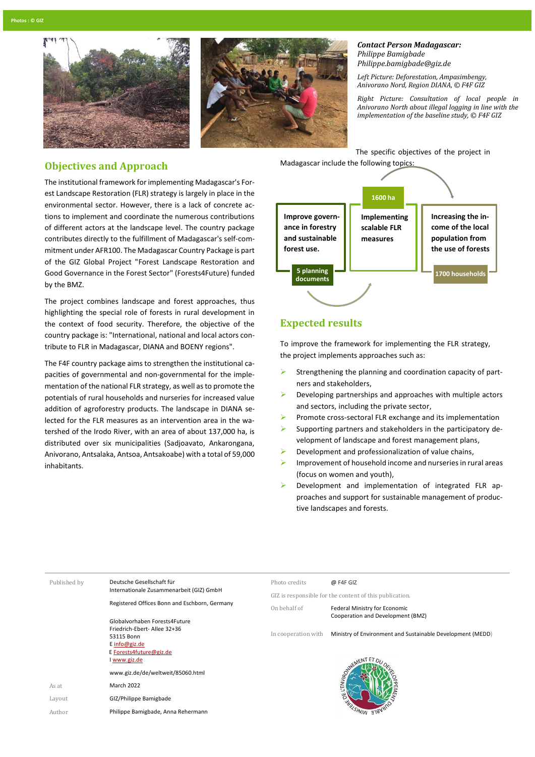Photos : © GIZ

***Contact Person Madagascar:***
*Philippe Bamigbade*
*Philippe.bamigbade@giz.de*

*Left Picture: Deforestation, Ampasimbengy, Anivorano Nord, Region DIANA, © F4F GIZ*

*Right Picture: Consultation of local people in Anivorano North about illegal logging in line with the implementation of the baseline study, © F4F GIZ*

## Objectives and Approach

The institutional framework for implementing Madagascar's Forest Landscape Restoration (FLR) strategy is largely in place in the environmental sector. However, there is a lack of concrete actions to implement and coordinate the numerous contributions of different actors at the landscape level. The country package contributes directly to the fulfillment of Madagascar's self-commitment under AFR100. The Madagascar Country Package is part of the GIZ Global Project "Forest Landscape Restoration and Good Governance in the Forest Sector" (Forests4Future) funded by the BMZ.

The project combines landscape and forest approaches, thus highlighting the special role of forests in rural development in the context of food security. Therefore, the objective of the country package is: "International, national and local actors contribute to FLR in Madagascar, DIANA and BOENY regions".

The F4F country package aims to strengthen the institutional capacities of governmental and non-governmental for the implementation of the national FLR strategy, as well as to promote the potentials of rural households and nurseries for increased value addition of agroforestry products. The landscape in DIANA selected for the FLR measures as an intervention area in the watershed of the Irodo River, with an area of about 137,000 ha, is distributed over six municipalities (Sadjoavato, Ankarongana, Anivorano, Antsalaka, Antsoa, Antsakoabe) with a total of 59,000 inhabitants.

The specific objectives of the project in Madagascar include the following topics:

**Improve governance in forestry and sustainable forest use.**
**5 planning documents**

**1600 ha**
**Implementing scalable FLR measures**

**Increasing the income of the local population from the use of forests**
**1700 households**

## Expected results

To improve the framework for implementing the FLR strategy, the project implements approaches such as:

- Strengthening the planning and coordination capacity of partners and stakeholders,
- Developing partnerships and approaches with multiple actors and sectors, including the private sector,
- Promote cross-sectoral FLR exchange and its implementation
- Supporting partners and stakeholders in the participatory development of landscape and forest management plans,
- Development and professionalization of value chains,
- Improvement of household income and nurseries in rural areas (focus on women and youth),
- Development and implementation of integrated FLR approaches and support for sustainable management of productive landscapes and forests.

| | |
|---|---|
| Published by | Deutsche Gesellschaft für Internationale Zusammenarbeit (GIZ) GmbH<br><br>Registered Offices Bonn and Eschborn, Germany<br><br>Globalvorhaben Forests4Future<br>Friedrich-Ebert- Allee 32+36<br>53115 Bonn<br>E info@giz.de<br>E Forests4future@giz.de<br>I www.giz.de<br><br>www.giz.de/de/weltweit/85060.html |
| As at | March 2022 |
| Layout | GIZ/Philippe Bamigbade |
| Author | Philippe Bamigbade, Anna Rehermann |
| Photo credits | @ F4F GIZ |
| | GIZ is responsible for the content of this publication. |
| On behalf of | Federal Ministry for Economic Cooperation and Development (BMZ) |
| In cooperation with | Ministry of Environment and Sustainable Development (MEDD) |

MINISTERE DE L'ENVIRONNEMENT ET DU DEVELOPPEMENT DURABLE